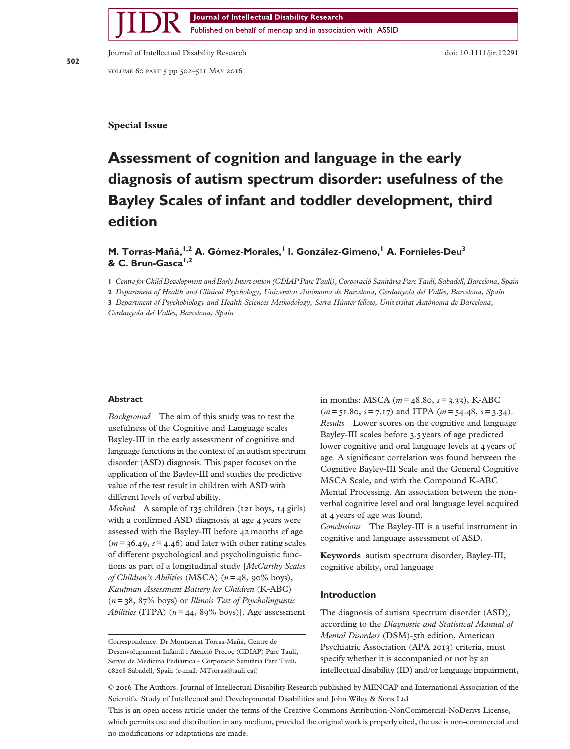Special Issue

# Assessment of cognition and language in the early diagnosis of autism spectrum disorder: usefulness of the Bayley Scales of infant and toddler development, third edition

**M. Torras-Mañá,[1,2] A. Gómez-Morales,[1] I. González-Gimeno,[1] A. Fornieles-Deu[3] & C. Brun-Gasca[1,2]**

1 *Centre for Child Development and Early Intervention (CDIAP Parc Taulí), Corporació Sanitària Parc Taulí, Sabadell, Barcelona, Spain*

2 *Department of Health and Clinical Psychology, Universitat Autònoma de Barcelona, Cerdanyola del Vallès, Barcelona, Spain*

3 *Department of Psychobiology and Health Sciences Methodology, Serra Húnter fellow, Universitat Autònoma de Barcelona, Cerdanyola del Vallès, Barcelona, Spain*

## Abstract

*Background* The aim of this study was to test the usefulness of the Cognitive and Language scales Bayley-III in the early assessment of cognitive and language functions in the context of an autism spectrum disorder (ASD) diagnosis. This paper focuses on the application of the Bayley-III and studies the predictive value of the test result in children with ASD with different levels of verbal ability.

*Method* A sample of 135 children (121 boys, 14 girls) with a confirmed ASD diagnosis at age 4 years were assessed with the Bayley-III before 42 months of age ($m = 36.49$, $s = 4.46$) and later with other rating scales of different psychological and psycholinguistic functions as part of a longitudinal study [*McCarthy Scales of Children's Abilities* (MSCA) ($n = 48$, 90% boys), *Kaufman Assessment Battery for Children* (K-ABC) ($n = 38$, 87% boys) or *Illinois Test of Psycholinguistic Abilities* (ITPA) ($n = 44$, 89% boys)]. Age assessment in months: MSCA ($m = 48.80$, $s = 3.33$), K-ABC ($m = 51.80$, $s = 7.17$) and ITPA ($m = 54.48$, $s = 3.34$).

*Results* Lower scores on the cognitive and language Bayley-III scales before 3.5 years of age predicted lower cognitive and oral language levels at 4 years of age. A significant correlation was found between the Cognitive Bayley-III Scale and the General Cognitive MSCA Scale, and with the Compound K-ABC Mental Processing. An association between the non-verbal cognitive level and oral language level acquired at 4 years of age was found.

*Conclusions* The Bayley-III is a useful instrument in cognitive and language assessment of ASD.

**Keywords** autism spectrum disorder, Bayley-III, cognitive ability, oral language

## Introduction

The diagnosis of autism spectrum disorder (ASD), according to the *Diagnostic and Statistical Manual of Mental Disorders* (DSM)-5th edition, American Psychiatric Association (APA 2013) criteria, must specify whether it is accompanied or not by an intellectual disability (ID) and/or language impairment,

Correspondence: Dr Montserrat Torras-Mañá, Centre de Desenvolupament Infantil i Atenció Precoç (CDIAP) Parc Taulí, Servei de Medicina Pediàtrica - Corporació Sanitària Parc Taulí, 08208 Sabadell, Spain (e-mail: MTorras@tauli.cat)

© 2016 The Authors. Journal of Intellectual Disability Research published by MENCAP and International Association of the Scientific Study of Intellectual and Developmental Disabilities and John Wiley & Sons Ltd

This is an open access article under the terms of the Creative Commons Attribution-NonCommercial-NoDerivs License, which permits use and distribution in any medium, provided the original work is properly cited, the use is non-commercial and no modifications or adaptations are made.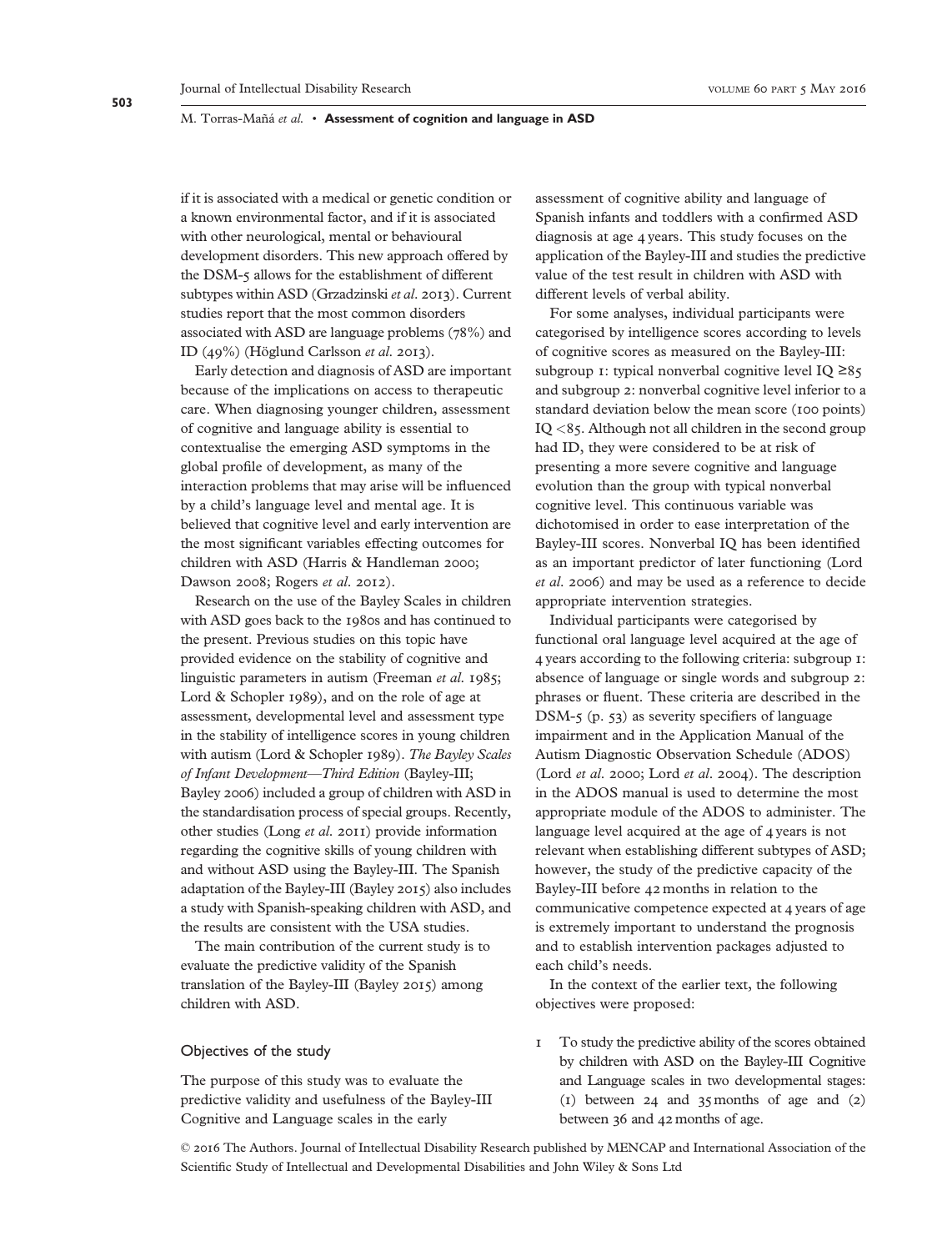if it is associated with a medical or genetic condition or a known environmental factor, and if it is associated with other neurological, mental or behavioural development disorders. This new approach offered by the DSM-5 allows for the establishment of different subtypes within ASD (Grzadzinski *et al*. 2013). Current studies report that the most common disorders associated with ASD are language problems (78%) and ID (49%) (Höglund Carlsson *et al*. 2013).

Early detection and diagnosis of ASD are important because of the implications on access to therapeutic care. When diagnosing younger children, assessment of cognitive and language ability is essential to contextualise the emerging ASD symptoms in the global profile of development, as many of the interaction problems that may arise will be influenced by a child's language level and mental age. It is believed that cognitive level and early intervention are the most significant variables effecting outcomes for children with ASD (Harris & Handleman 2000; Dawson 2008; Rogers *et al*. 2012).

Research on the use of the Bayley Scales in children with ASD goes back to the 1980s and has continued to the present. Previous studies on this topic have provided evidence on the stability of cognitive and linguistic parameters in autism (Freeman *et al*. 1985; Lord & Schopler 1989), and on the role of age at assessment, developmental level and assessment type in the stability of intelligence scores in young children with autism (Lord & Schopler 1989). *The Bayley Scales of Infant Development—Third Edition* (Bayley-III; Bayley 2006) included a group of children with ASD in the standardisation process of special groups. Recently, other studies (Long *et al*. 2011) provide information regarding the cognitive skills of young children with and without ASD using the Bayley-III. The Spanish adaptation of the Bayley-III (Bayley 2015) also includes a study with Spanish-speaking children with ASD, and the results are consistent with the USA studies.

The main contribution of the current study is to evaluate the predictive validity of the Spanish translation of the Bayley-III (Bayley 2015) among children with ASD.

## Objectives of the study

The purpose of this study was to evaluate the predictive validity and usefulness of the Bayley-III Cognitive and Language scales in the early assessment of cognitive ability and language of Spanish infants and toddlers with a confirmed ASD diagnosis at age 4 years. This study focuses on the application of the Bayley-III and studies the predictive value of the test result in children with ASD with different levels of verbal ability.

For some analyses, individual participants were categorised by intelligence scores according to levels of cognitive scores as measured on the Bayley-III: subgroup 1: typical nonverbal cognitive level IQ ≥85 and subgroup 2: nonverbal cognitive level inferior to a standard deviation below the mean score (100 points) IQ <85. Although not all children in the second group had ID, they were considered to be at risk of presenting a more severe cognitive and language evolution than the group with typical nonverbal cognitive level. This continuous variable was dichotomised in order to ease interpretation of the Bayley-III scores. Nonverbal IQ has been identified as an important predictor of later functioning (Lord *et al*. 2006) and may be used as a reference to decide appropriate intervention strategies.

Individual participants were categorised by functional oral language level acquired at the age of 4 years according to the following criteria: subgroup 1: absence of language or single words and subgroup 2: phrases or fluent. These criteria are described in the DSM-5 (p. 53) as severity specifiers of language impairment and in the Application Manual of the Autism Diagnostic Observation Schedule (ADOS) (Lord *et al*. 2000; Lord *et al*. 2004). The description in the ADOS manual is used to determine the most appropriate module of the ADOS to administer. The language level acquired at the age of 4 years is not relevant when establishing different subtypes of ASD; however, the study of the predictive capacity of the Bayley-III before 42 months in relation to the communicative competence expected at 4 years of age is extremely important to understand the prognosis and to establish intervention packages adjusted to each child's needs.

In the context of the earlier text, the following objectives were proposed:

1. To study the predictive ability of the scores obtained by children with ASD on the Bayley-III Cognitive and Language scales in two developmental stages: (1) between 24 and 35 months of age and (2) between 36 and 42 months of age.

© 2016 The Authors. Journal of Intellectual Disability Research published by MENCAP and International Association of the Scientific Study of Intellectual and Developmental Disabilities and John Wiley & Sons Ltd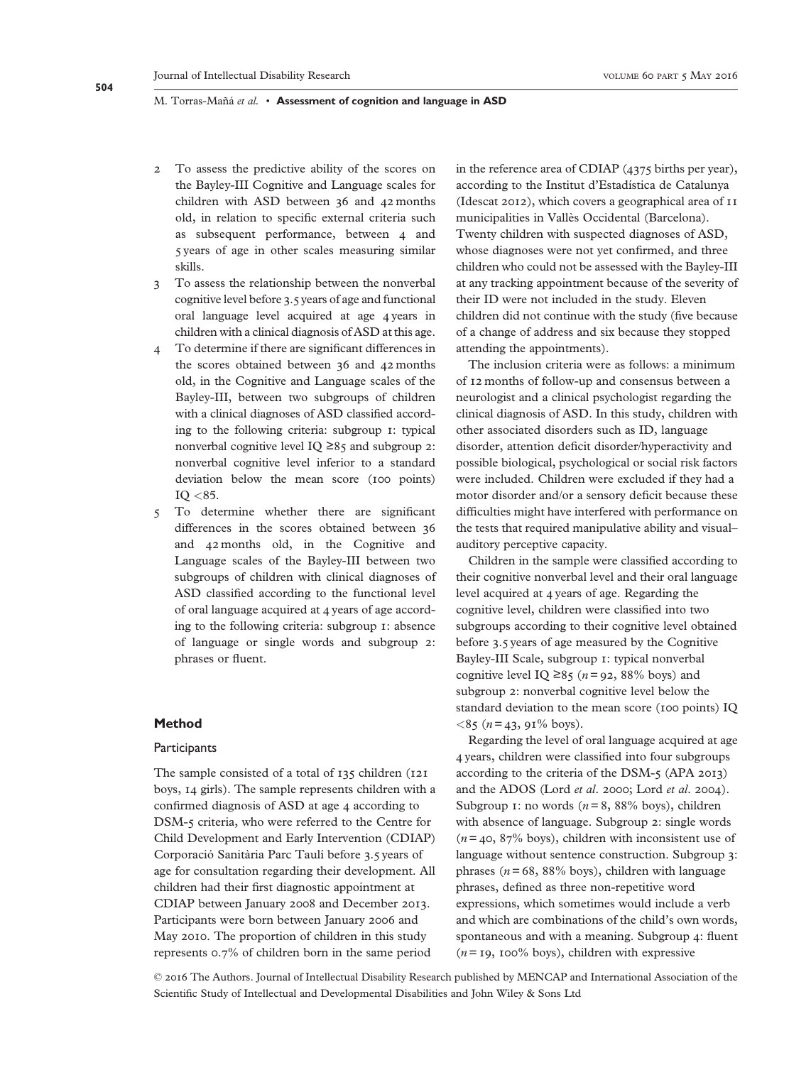2. To assess the predictive ability of the scores on the Bayley-III Cognitive and Language scales for children with ASD between 36 and 42 months old, in relation to specific external criteria such as subsequent performance, between 4 and 5 years of age in other scales measuring similar skills.
3. To assess the relationship between the nonverbal cognitive level before 3.5 years of age and functional oral language level acquired at age 4 years in children with a clinical diagnosis of ASD at this age.
4. To determine if there are significant differences in the scores obtained between 36 and 42 months old, in the Cognitive and Language scales of the Bayley-III, between two subgroups of children with a clinical diagnoses of ASD classified according to the following criteria: subgroup 1: typical nonverbal cognitive level IQ ≥85 and subgroup 2: nonverbal cognitive level inferior to a standard deviation below the mean score (100 points) IQ <85.
5. To determine whether there are significant differences in the scores obtained between 36 and 42 months old, in the Cognitive and Language scales of the Bayley-III between two subgroups of children with clinical diagnoses of ASD classified according to the functional level of oral language acquired at 4 years of age according to the following criteria: subgroup 1: absence of language or single words and subgroup 2: phrases or fluent.

## Method

### Participants

The sample consisted of a total of 135 children (121 boys, 14 girls). The sample represents children with a confirmed diagnosis of ASD at age 4 according to DSM-5 criteria, who were referred to the Centre for Child Development and Early Intervention (CDIAP) Corporació Sanitària Parc Taulí before 3.5 years of age for consultation regarding their development. All children had their first diagnostic appointment at CDIAP between January 2008 and December 2013. Participants were born between January 2006 and May 2010. The proportion of children in this study represents 0.7% of children born in the same period in the reference area of CDIAP (4375 births per year), according to the Institut d'Estadística de Catalunya (Idescat 2012), which covers a geographical area of 11 municipalities in Vallès Occidental (Barcelona). Twenty children with suspected diagnoses of ASD, whose diagnoses were not yet confirmed, and three children who could not be assessed with the Bayley-III at any tracking appointment because of the severity of their ID were not included in the study. Eleven children did not continue with the study (five because of a change of address and six because they stopped attending the appointments).

The inclusion criteria were as follows: a minimum of 12 months of follow-up and consensus between a neurologist and a clinical psychologist regarding the clinical diagnosis of ASD. In this study, children with other associated disorders such as ID, language disorder, attention deficit disorder/hyperactivity and possible biological, psychological or social risk factors were included. Children were excluded if they had a motor disorder and/or a sensory deficit because these difficulties might have interfered with performance on the tests that required manipulative ability and visual–auditory perceptive capacity.

Children in the sample were classified according to their cognitive nonverbal level and their oral language level acquired at 4 years of age. Regarding the cognitive level, children were classified into two subgroups according to their cognitive level obtained before 3.5 years of age measured by the Cognitive Bayley-III Scale, subgroup 1: typical nonverbal cognitive level IQ ≥85 ($n = 92$, 88% boys) and subgroup 2: nonverbal cognitive level below the standard deviation to the mean score (100 points) IQ <85 ($n = 43$, 91% boys).

Regarding the level of oral language acquired at age 4 years, children were classified into four subgroups according to the criteria of the DSM-5 (APA 2013) and the ADOS (Lord *et al.* 2000; Lord *et al.* 2004). Subgroup 1: no words ($n = 8$, 88% boys), children with absence of language. Subgroup 2: single words ($n = 40$, 87% boys), children with inconsistent use of language without sentence construction. Subgroup 3: phrases ($n = 68$, 88% boys), children with language phrases, defined as three non-repetitive word expressions, which sometimes would include a verb and which are combinations of the child's own words, spontaneous and with a meaning. Subgroup 4: fluent ($n = 19$, 100% boys), children with expressive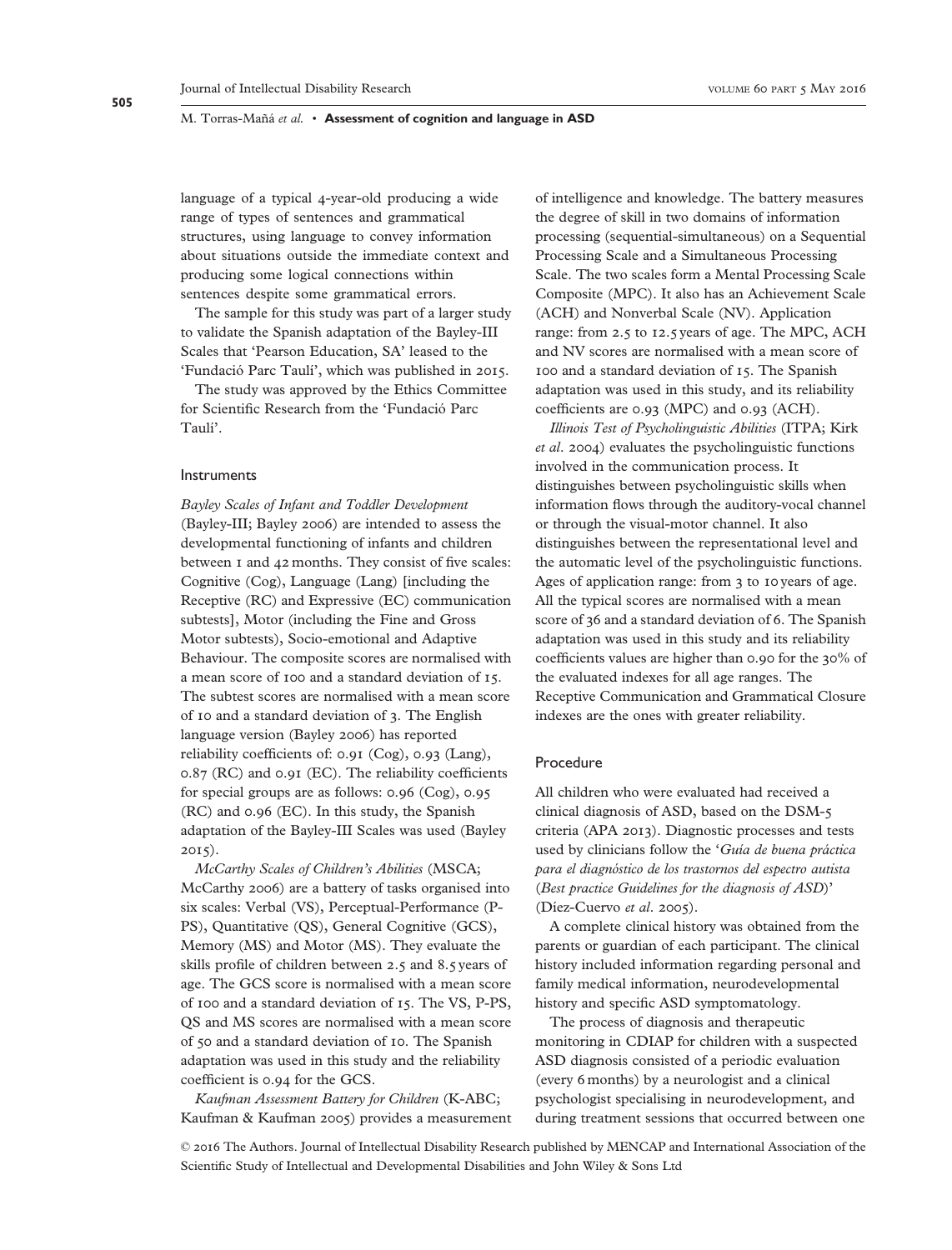language of a typical 4-year-old producing a wide range of types of sentences and grammatical structures, using language to convey information about situations outside the immediate context and producing some logical connections within sentences despite some grammatical errors.

The sample for this study was part of a larger study to validate the Spanish adaptation of the Bayley-III Scales that 'Pearson Education, SA' leased to the 'Fundació Parc Taulí', which was published in 2015.

The study was approved by the Ethics Committee for Scientific Research from the 'Fundació Parc Taulí'.

### Instruments

*Bayley Scales of Infant and Toddler Development* (Bayley-III; Bayley 2006) are intended to assess the developmental functioning of infants and children between 1 and 42 months. They consist of five scales: Cognitive (Cog), Language (Lang) [including the Receptive (RC) and Expressive (EC) communication subtests], Motor (including the Fine and Gross Motor subtests), Socio-emotional and Adaptive Behaviour. The composite scores are normalised with a mean score of 100 and a standard deviation of 15. The subtest scores are normalised with a mean score of 10 and a standard deviation of 3. The English language version (Bayley 2006) has reported reliability coefficients of: 0.91 (Cog), 0.93 (Lang), 0.87 (RC) and 0.91 (EC). The reliability coefficients for special groups are as follows: 0.96 (Cog), 0.95 (RC) and 0.96 (EC). In this study, the Spanish adaptation of the Bayley-III Scales was used (Bayley 2015).

*McCarthy Scales of Children's Abilities* (MSCA; McCarthy 2006) are a battery of tasks organised into six scales: Verbal (VS), Perceptual-Performance (P-PS), Quantitative (QS), General Cognitive (GCS), Memory (MS) and Motor (MS). They evaluate the skills profile of children between 2.5 and 8.5 years of age. The GCS score is normalised with a mean score of 100 and a standard deviation of 15. The VS, P-PS, QS and MS scores are normalised with a mean score of 50 and a standard deviation of 10. The Spanish adaptation was used in this study and the reliability coefficient is 0.94 for the GCS.

*Kaufman Assessment Battery for Children* (K-ABC; Kaufman & Kaufman 2005) provides a measurement of intelligence and knowledge. The battery measures the degree of skill in two domains of information processing (sequential-simultaneous) on a Sequential Processing Scale and a Simultaneous Processing Scale. The two scales form a Mental Processing Scale Composite (MPC). It also has an Achievement Scale (ACH) and Nonverbal Scale (NV). Application range: from 2.5 to 12.5 years of age. The MPC, ACH and NV scores are normalised with a mean score of 100 and a standard deviation of 15. The Spanish adaptation was used in this study, and its reliability coefficients are 0.93 (MPC) and 0.93 (ACH).

*Illinois Test of Psycholinguistic Abilities* (ITPA; Kirk *et al*. 2004) evaluates the psycholinguistic functions involved in the communication process. It distinguishes between psycholinguistic skills when information flows through the auditory-vocal channel or through the visual-motor channel. It also distinguishes between the representational level and the automatic level of the psycholinguistic functions. Ages of application range: from 3 to 10 years of age. All the typical scores are normalised with a mean score of 36 and a standard deviation of 6. The Spanish adaptation was used in this study and its reliability coefficients values are higher than 0.90 for the 30% of the evaluated indexes for all age ranges. The Receptive Communication and Grammatical Closure indexes are the ones with greater reliability.

### Procedure

All children who were evaluated had received a clinical diagnosis of ASD, based on the DSM-5 criteria (APA 2013). Diagnostic processes and tests used by clinicians follow the '*Guía de buena práctica para el diagnóstico de los trastornos del espectro autista* (*Best practice Guidelines for the diagnosis of ASD*)' (Díez-Cuervo *et al*. 2005).

A complete clinical history was obtained from the parents or guardian of each participant. The clinical history included information regarding personal and family medical information, neurodevelopmental history and specific ASD symptomatology.

The process of diagnosis and therapeutic monitoring in CDIAP for children with a suspected ASD diagnosis consisted of a periodic evaluation (every 6 months) by a neurologist and a clinical psychologist specialising in neurodevelopment, and during treatment sessions that occurred between one

© 2016 The Authors. Journal of Intellectual Disability Research published by MENCAP and International Association of the Scientific Study of Intellectual and Developmental Disabilities and John Wiley & Sons Ltd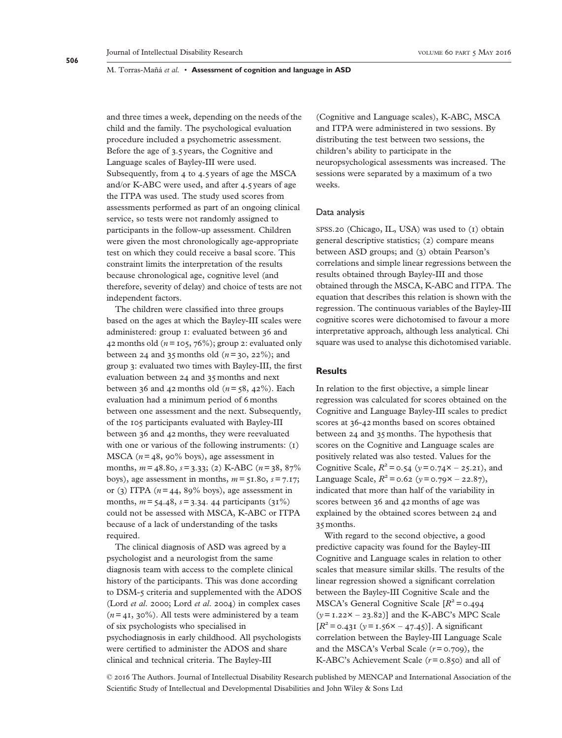and three times a week, depending on the needs of the child and the family. The psychological evaluation procedure included a psychometric assessment. Before the age of 3.5 years, the Cognitive and Language scales of Bayley-III were used. Subsequently, from 4 to 4.5 years of age the MSCA and/or K-ABC were used, and after 4.5 years of age the ITPA was used. The study used scores from assessments performed as part of an ongoing clinical service, so tests were not randomly assigned to participants in the follow-up assessment. Children were given the most chronologically age-appropriate test on which they could receive a basal score. This constraint limits the interpretation of the results because chronological age, cognitive level (and therefore, severity of delay) and choice of tests are not independent factors.

The children were classified into three groups based on the ages at which the Bayley-III scales were administered: group 1: evaluated between 36 and 42 months old ($n = 105$, 76%); group 2: evaluated only between 24 and 35 months old ($n = 30$, 22%); and group 3: evaluated two times with Bayley-III, the first evaluation between 24 and 35 months and next between 36 and 42 months old ($n = 58$, 42%). Each evaluation had a minimum period of 6 months between one assessment and the next. Subsequently, of the 105 participants evaluated with Bayley-III between 36 and 42 months, they were reevaluated with one or various of the following instruments: (1) MSCA ($n = 48$, 90% boys), age assessment in months, $m = 48.80$, $s = 3.33$; (2) K-ABC ($n = 38$, 87% boys), age assessment in months, $m = 51.80$, $s = 7.17$; or (3) ITPA ($n = 44$, 89% boys), age assessment in months, $m = 54.48$, $s = 3.34$. 44 participants (31%) could not be assessed with MSCA, K-ABC or ITPA because of a lack of understanding of the tasks required.

The clinical diagnosis of ASD was agreed by a psychologist and a neurologist from the same diagnosis team with access to the complete clinical history of the participants. This was done according to DSM-5 criteria and supplemented with the ADOS (Lord *et al.* 2000; Lord *et al.* 2004) in complex cases ($n = 41$, 30%). All tests were administered by a team of six psychologists who specialised in psychodiagnosis in early childhood. All psychologists were certified to administer the ADOS and share clinical and technical criteria. The Bayley-III (Cognitive and Language scales), K-ABC, MSCA and ITPA were administered in two sessions. By distributing the test between two sessions, the children's ability to participate in the neuropsychological assessments was increased. The sessions were separated by a maximum of a two weeks.

### Data analysis

SPSS.20 (Chicago, IL, USA) was used to (1) obtain general descriptive statistics; (2) compare means between ASD groups; and (3) obtain Pearson's correlations and simple linear regressions between the results obtained through Bayley-III and those obtained through the MSCA, K-ABC and ITPA. The equation that describes this relation is shown with the regression. The continuous variables of the Bayley-III cognitive scores were dichotomised to favour a more interpretative approach, although less analytical. Chi square was used to analyse this dichotomised variable.

## Results

In relation to the first objective, a simple linear regression was calculated for scores obtained on the Cognitive and Language Bayley-III scales to predict scores at 36-42 months based on scores obtained between 24 and 35 months. The hypothesis that scores on the Cognitive and Language scales are positively related was also tested. Values for the Cognitive Scale, $R^2 = 0.54$ ($y = 0.74x - 25.21$), and Language Scale, $R^2 = 0.62$ ($y = 0.79x - 22.87$), indicated that more than half of the variability in scores between 36 and 42 months of age was explained by the obtained scores between 24 and 35 months.

With regard to the second objective, a good predictive capacity was found for the Bayley-III Cognitive and Language scales in relation to other scales that measure similar skills. The results of the linear regression showed a significant correlation between the Bayley-III Cognitive Scale and the MSCA's General Cognitive Scale [$R^2 = 0.494$ ($y = 1.22x - 23.82$)] and the K-ABC's MPC Scale [$R^2 = 0.431$ ($y = 1.56x - 47.45$)]. A significant correlation between the Bayley-III Language Scale and the MSCA's Verbal Scale ($r = 0.709$), the K-ABC's Achievement Scale ($r = 0.850$) and all of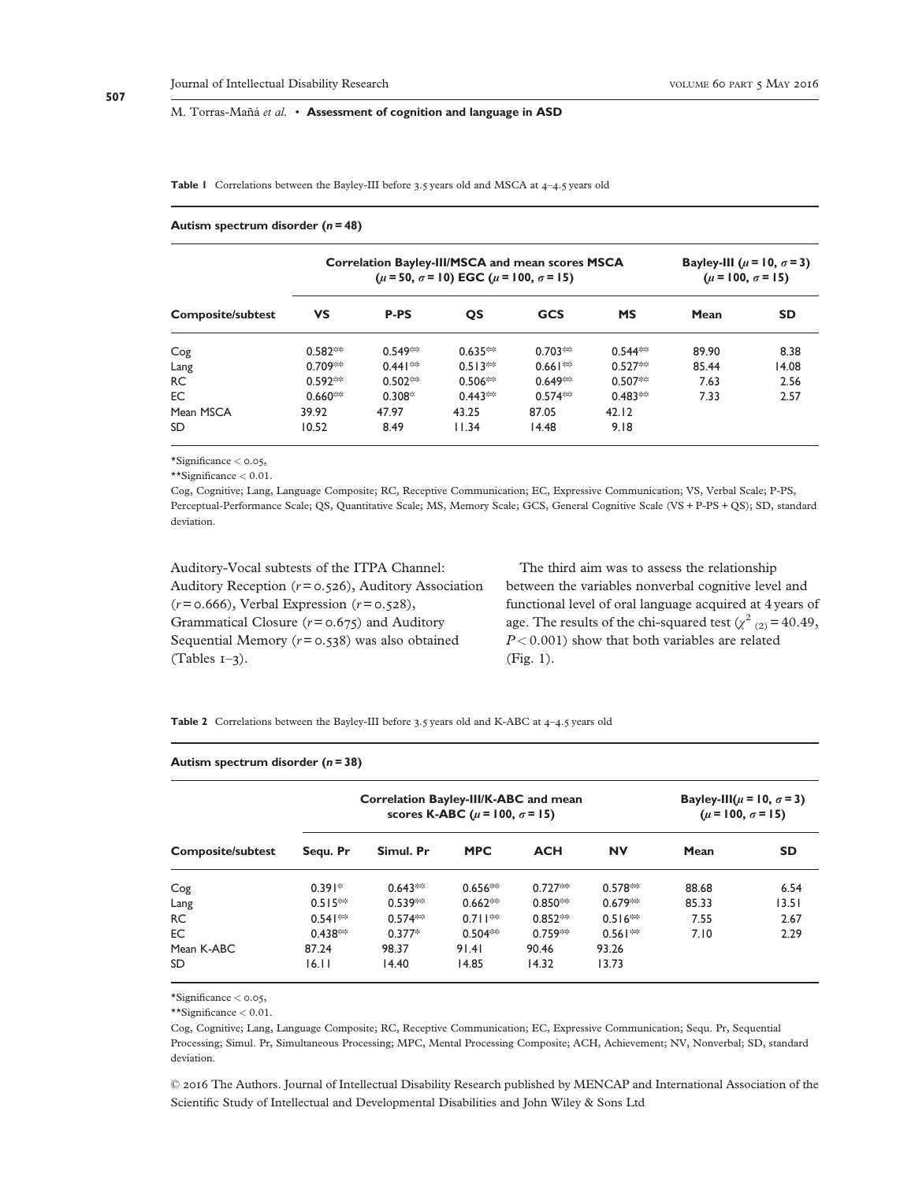**Table 1** Correlations between the Bayley-III before 3.5 years old and MSCA at 4–4.5 years old

**Autism spectrum disorder ($n = 48$)**

| Composite/subtest | Correlation Bayley-III/MSCA and mean scores MSCA ($\mu = 50$, $\sigma = 10$) EGC ($\mu = 100$, $\sigma = 15$) | | | | | Bayley-III ($\mu = 10$, $\sigma = 3$) ($\mu = 100$, $\sigma = 15$) | |
|---|---|---|---|---|---|---|---|
| | **VS** | **P-PS** | **QS** | **GCS** | **MS** | **Mean** | **SD** |
| Cog | 0.582** | 0.549** | 0.635** | 0.703** | 0.544** | 89.90 | 8.38 |
| Lang | 0.709** | 0.441** | 0.513** | 0.661** | 0.527** | 85.44 | 14.08 |
| RC | 0.592** | 0.502** | 0.506** | 0.649** | 0.507** | 7.63 | 2.56 |
| EC | 0.660** | 0.308* | 0.443** | 0.574** | 0.483** | 7.33 | 2.57 |
| Mean MSCA | 39.92 | 47.97 | 43.25 | 87.05 | 42.12 | | |
| SD | 10.52 | 8.49 | 11.34 | 14.48 | 9.18 | | |

*Significance < 0.05,

**Significance < 0.01.

Cog, Cognitive; Lang, Language Composite; RC, Receptive Communication; EC, Expressive Communication; VS, Verbal Scale; P-PS, Perceptual-Performance Scale; QS, Quantitative Scale; MS, Memory Scale; GCS, General Cognitive Scale (VS + P-PS + QS); SD, standard deviation.

Auditory-Vocal subtests of the ITPA Channel: Auditory Reception ($r = 0.526$), Auditory Association ($r = 0.666$), Verbal Expression ($r = 0.528$), Grammatical Closure ($r = 0.675$) and Auditory Sequential Memory ($r = 0.538$) was also obtained (Tables 1–3).

The third aim was to assess the relationship between the variables nonverbal cognitive level and functional level of oral language acquired at 4 years of age. The results of the chi-squared test ($\chi^2_{(2)} = 40.49$, $P < 0.001$) show that both variables are related (Fig. 1).

**Table 2** Correlations between the Bayley-III before 3.5 years old and K-ABC at 4–4.5 years old

**Autism spectrum disorder ($n = 38$)**

| Composite/subtest | Correlation Bayley-III/K-ABC and mean scores K-ABC ($\mu = 100$, $\sigma = 15$) | | | | | Bayley-III ($\mu = 10$, $\sigma = 3$) ($\mu = 100$, $\sigma = 15$) | |
|---|---|---|---|---|---|---|---|
| | **Sequ. Pr** | **Simul. Pr** | **MPC** | **ACH** | **NV** | **Mean** | **SD** |
| Cog | 0.391* | 0.643** | 0.656** | 0.727** | 0.578** | 88.68 | 6.54 |
| Lang | 0.515** | 0.539** | 0.662** | 0.850** | 0.679** | 85.33 | 13.51 |
| RC | 0.541** | 0.574** | 0.711** | 0.852** | 0.516** | 7.55 | 2.67 |
| EC | 0.438** | 0.377* | 0.504** | 0.759** | 0.561** | 7.10 | 2.29 |
| Mean K-ABC | 87.24 | 98.37 | 91.41 | 90.46 | 93.26 | | |
| SD | 16.11 | 14.40 | 14.85 | 14.32 | 13.73 | | |

*Significance < 0.05,

**Significance < 0.01.

Cog, Cognitive; Lang, Language Composite; RC, Receptive Communication; EC, Expressive Communication; Sequ. Pr, Sequential Processing; Simul. Pr, Simultaneous Processing; MPC, Mental Processing Composite; ACH, Achievement; NV, Nonverbal; SD, standard deviation.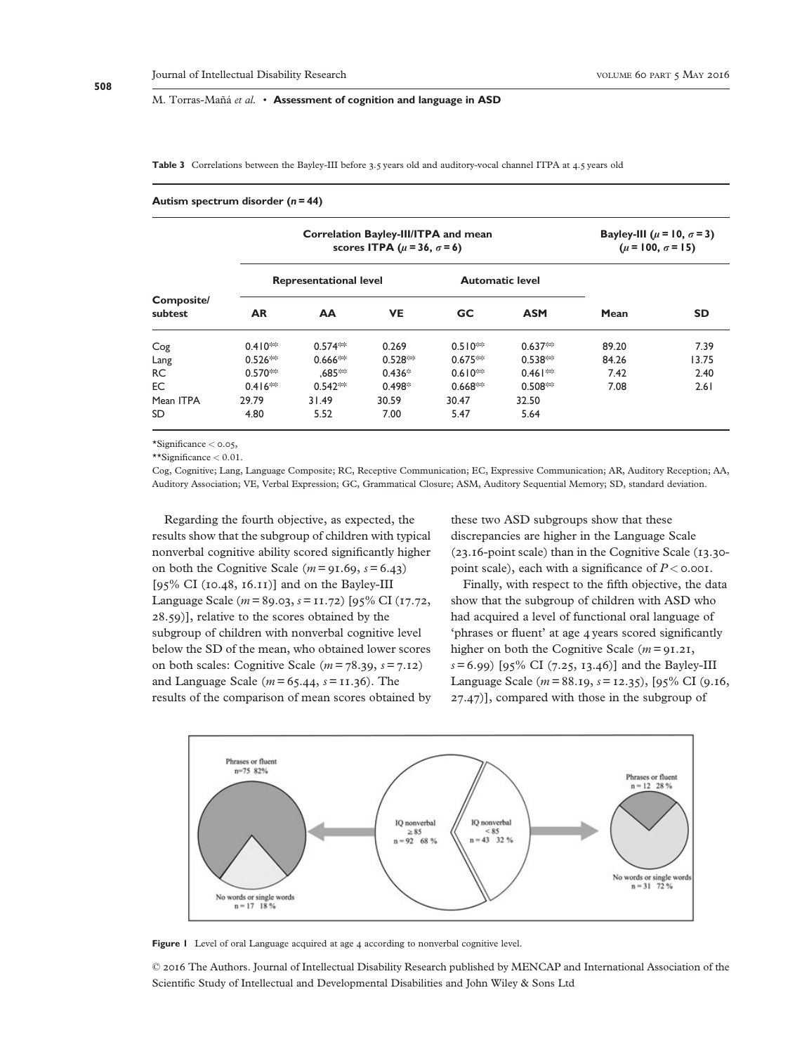**Table 3** Correlations between the Bayley-III before 3.5 years old and auditory-vocal channel ITPA at 4.5 years old

**Autism spectrum disorder (*n* = 44)**

| Composite/ subtest | Correlation Bayley-III/ITPA and mean scores ITPA ($\mu$ = 36, $\sigma$ = 6) | | | | | Bayley-III ($\mu$ = 10, $\sigma$ = 3) ($\mu$ = 100, $\sigma$ = 15) | |
|---|---|---|---|---|---|---|---|
| | Representational level | | | Automatic level | | | |
| | AR | AA | VE | GC | ASM | Mean | SD |
| Cog | 0.410** | 0.574** | 0.269 | 0.510** | 0.637** | 89.20 | 7.39 |
| Lang | 0.526** | 0.666** | 0.528** | 0.675** | 0.538** | 84.26 | 13.75 |
| RC | 0.570** | ,685** | 0.436* | 0.610** | 0.461** | 7.42 | 2.40 |
| EC | 0.416** | 0.542** | 0.498* | 0.668** | 0.508** | 7.08 | 2.61 |
| Mean ITPA | 29.79 | 31.49 | 30.59 | 30.47 | 32.50 | | |
| SD | 4.80 | 5.52 | 7.00 | 5.47 | 5.64 | | |

*Significance < 0.05,

**Significance < 0.01.

Cog, Cognitive; Lang, Language Composite; RC, Receptive Communication; EC, Expressive Communication; AR, Auditory Reception; AA, Auditory Association; VE, Verbal Expression; GC, Grammatical Closure; ASM, Auditory Sequential Memory; SD, standard deviation.

Regarding the fourth objective, as expected, the results show that the subgroup of children with typical nonverbal cognitive ability scored significantly higher on both the Cognitive Scale ($m$ = 91.69, $s$ = 6.43) [95% CI (10.48, 16.11)] and on the Bayley-III Language Scale ($m$ = 89.03, $s$ = 11.72) [95% CI (17.72, 28.59)], relative to the scores obtained by the subgroup of children with nonverbal cognitive level below the SD of the mean, who obtained lower scores on both scales: Cognitive Scale ($m$ = 78.39, $s$ = 7.12) and Language Scale ($m$ = 65.44, $s$ = 11.36). The results of the comparison of mean scores obtained by these two ASD subgroups show that these discrepancies are higher in the Language Scale (23.16-point scale) than in the Cognitive Scale (13.30-point scale), each with a significance of $P$ < 0.001.

Finally, with respect to the fifth objective, the data show that the subgroup of children with ASD who had acquired a level of functional oral language of 'phrases or fluent' at age 4 years scored significantly higher on both the Cognitive Scale ($m$ = 91.21, $s$ = 6.99) [95% CI (7.25, 13.46)] and the Bayley-III Language Scale ($m$ = 88.19, $s$ = 12.35), [95% CI (9.16, 27.47)], compared with those in the subgroup of

**Figure 1** Level of oral Language acquired at age 4 according to nonverbal cognitive level.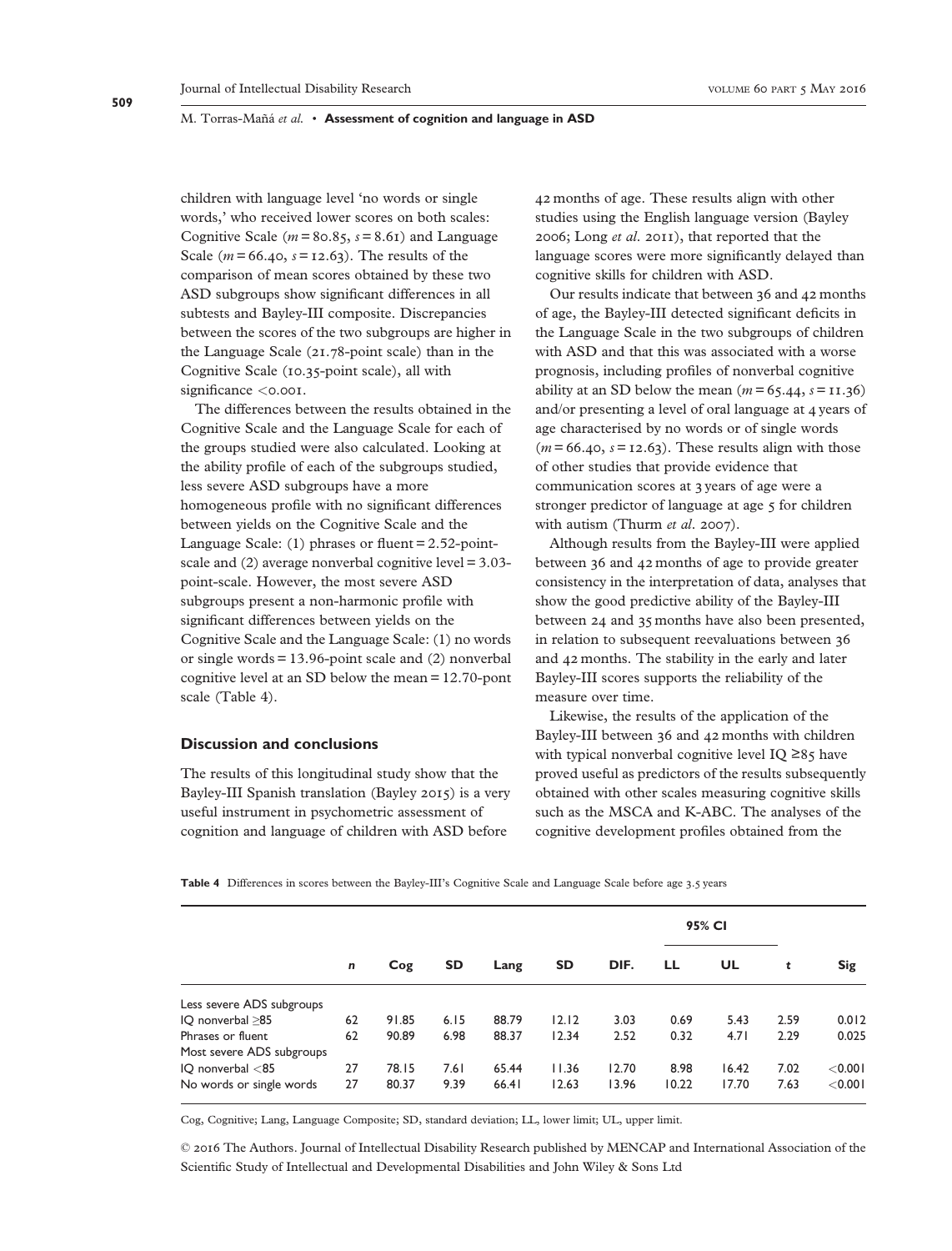children with language level 'no words or single words,' who received lower scores on both scales: Cognitive Scale ($m = 80.85$, $s = 8.61$) and Language Scale ($m = 66.40$, $s = 12.63$). The results of the comparison of mean scores obtained by these two ASD subgroups show significant differences in all subtests and Bayley-III composite. Discrepancies between the scores of the two subgroups are higher in the Language Scale (21.78-point scale) than in the Cognitive Scale (10.35-point scale), all with significance <0.001.

The differences between the results obtained in the Cognitive Scale and the Language Scale for each of the groups studied were also calculated. Looking at the ability profile of each of the subgroups studied, less severe ASD subgroups have a more homogeneous profile with no significant differences between yields on the Cognitive Scale and the Language Scale: (1) phrases or fluent = 2.52-point-scale and (2) average nonverbal cognitive level = 3.03-point-scale. However, the most severe ASD subgroups present a non-harmonic profile with significant differences between yields on the Cognitive Scale and the Language Scale: (1) no words or single words = 13.96-point scale and (2) nonverbal cognitive level at an SD below the mean = 12.70-pont scale (Table 4).

## Discussion and conclusions

The results of this longitudinal study show that the Bayley-III Spanish translation (Bayley 2015) is a very useful instrument in psychometric assessment of cognition and language of children with ASD before 42 months of age. These results align with other studies using the English language version (Bayley 2006; Long *et al.* 2011), that reported that the language scores were more significantly delayed than cognitive skills for children with ASD.

Our results indicate that between 36 and 42 months of age, the Bayley-III detected significant deficits in the Language Scale in the two subgroups of children with ASD and that this was associated with a worse prognosis, including profiles of nonverbal cognitive ability at an SD below the mean ($m = 65.44$, $s = 11.36$) and/or presenting a level of oral language at 4 years of age characterised by no words or of single words ($m = 66.40$, $s = 12.63$). These results align with those of other studies that provide evidence that communication scores at 3 years of age were a stronger predictor of language at age 5 for children with autism (Thurm *et al.* 2007).

Although results from the Bayley-III were applied between 36 and 42 months of age to provide greater consistency in the interpretation of data, analyses that show the good predictive ability of the Bayley-III between 24 and 35 months have also been presented, in relation to subsequent reevaluations between 36 and 42 months. The stability in the early and later Bayley-III scores supports the reliability of the measure over time.

Likewise, the results of the application of the Bayley-III between 36 and 42 months with children with typical nonverbal cognitive level IQ ≥85 have proved useful as predictors of the results subsequently obtained with other scales measuring cognitive skills such as the MSCA and K-ABC. The analyses of the cognitive development profiles obtained from the

**Table 4** Differences in scores between the Bayley-III's Cognitive Scale and Language Scale before age 3.5 years

| | | | | | | | 95% CI | | | |
|---|---|---|---|---|---|---|---|---|---|---|
| | ***n*** | **Cog** | **SD** | **Lang** | **SD** | **DIF.** | **LL** | **UL** | ***t*** | **Sig** |
| Less severe ADS subgroups | | | | | | | | | | |
| IQ nonverbal ≥85 | 62 | 91.85 | 6.15 | 88.79 | 12.12 | 3.03 | 0.69 | 5.43 | 2.59 | 0.012 |
| Phrases or fluent | 62 | 90.89 | 6.98 | 88.37 | 12.34 | 2.52 | 0.32 | 4.71 | 2.29 | 0.025 |
| Most severe ADS subgroups | | | | | | | | | | |
| IQ nonverbal <85 | 27 | 78.15 | 7.61 | 65.44 | 11.36 | 12.70 | 8.98 | 16.42 | 7.02 | <0.001 |
| No words or single words | 27 | 80.37 | 9.39 | 66.41 | 12.63 | 13.96 | 10.22 | 17.70 | 7.63 | <0.001 |

Cog, Cognitive; Lang, Language Composite; SD, standard deviation; LL, lower limit; UL, upper limit.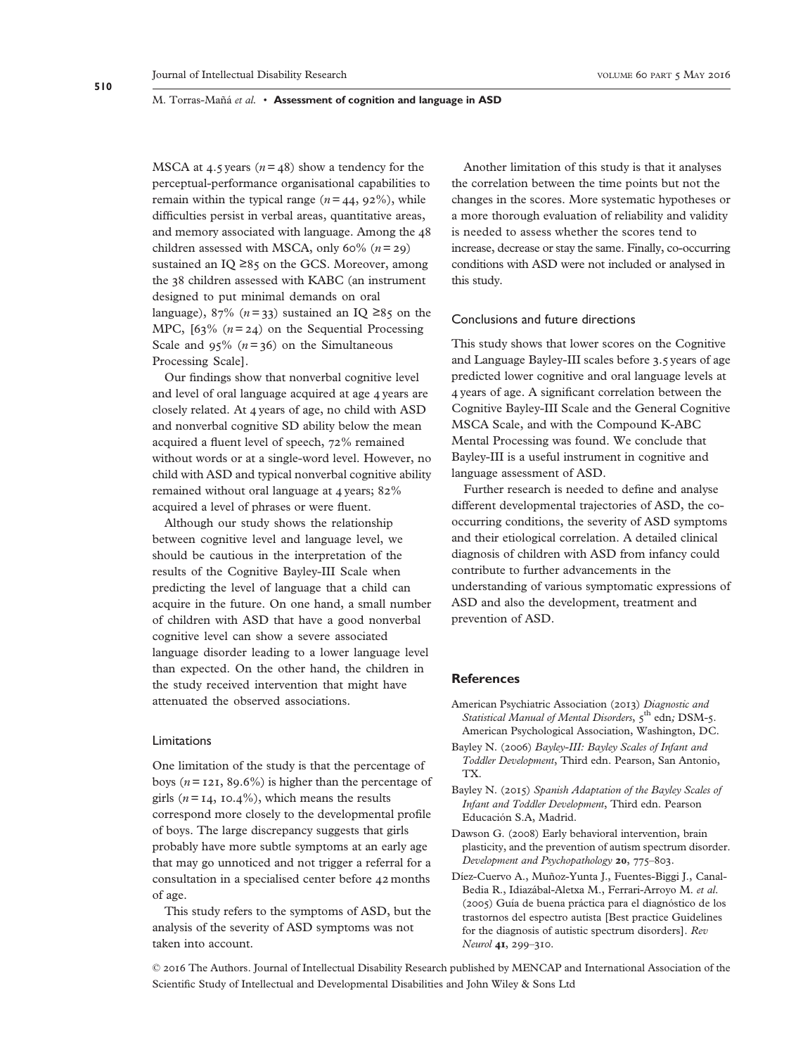MSCA at 4.5 years ($n = 48$) show a tendency for the perceptual-performance organisational capabilities to remain within the typical range ($n = 44$, 92%), while difficulties persist in verbal areas, quantitative areas, and memory associated with language. Among the 48 children assessed with MSCA, only 60% ($n = 29$) sustained an IQ ≥85 on the GCS. Moreover, among the 38 children assessed with KABC (an instrument designed to put minimal demands on oral language), 87% ($n = 33$) sustained an IQ ≥85 on the MPC, [63% ($n = 24$) on the Sequential Processing Scale and 95% ($n = 36$) on the Simultaneous Processing Scale].

Our findings show that nonverbal cognitive level and level of oral language acquired at age 4 years are closely related. At 4 years of age, no child with ASD and nonverbal cognitive SD ability below the mean acquired a fluent level of speech, 72% remained without words or at a single-word level. However, no child with ASD and typical nonverbal cognitive ability remained without oral language at 4 years; 82% acquired a level of phrases or were fluent.

Although our study shows the relationship between cognitive level and language level, we should be cautious in the interpretation of the results of the Cognitive Bayley-III Scale when predicting the level of language that a child can acquire in the future. On one hand, a small number of children with ASD that have a good nonverbal cognitive level can show a severe associated language disorder leading to a lower language level than expected. On the other hand, the children in the study received intervention that might have attenuated the observed associations.

### Limitations

One limitation of the study is that the percentage of boys ($n = 121$, 89.6%) is higher than the percentage of girls ($n = 14$, 10.4%), which means the results correspond more closely to the developmental profile of boys. The large discrepancy suggests that girls probably have more subtle symptoms at an early age that may go unnoticed and not trigger a referral for a consultation in a specialised center before 42 months of age.

This study refers to the symptoms of ASD, but the analysis of the severity of ASD symptoms was not taken into account.

Another limitation of this study is that it analyses the correlation between the time points but not the changes in the scores. More systematic hypotheses or a more thorough evaluation of reliability and validity is needed to assess whether the scores tend to increase, decrease or stay the same. Finally, co-occurring conditions with ASD were not included or analysed in this study.

### Conclusions and future directions

This study shows that lower scores on the Cognitive and Language Bayley-III scales before 3.5 years of age predicted lower cognitive and oral language levels at 4 years of age. A significant correlation between the Cognitive Bayley-III Scale and the General Cognitive MSCA Scale, and with the Compound K-ABC Mental Processing was found. We conclude that Bayley-III is a useful instrument in cognitive and language assessment of ASD.

Further research is needed to define and analyse different developmental trajectories of ASD, the co-occurring conditions, the severity of ASD symptoms and their etiological correlation. A detailed clinical diagnosis of children with ASD from infancy could contribute to further advancements in the understanding of various symptomatic expressions of ASD and also the development, treatment and prevention of ASD.

## References

American Psychiatric Association (2013) *Diagnostic and Statistical Manual of Mental Disorders*, 5th edn*;* DSM-5. American Psychological Association, Washington, DC.

Bayley N. (2006) *Bayley-III: Bayley Scales of Infant and Toddler Development*, Third edn. Pearson, San Antonio, TX.

Bayley N. (2015) *Spanish Adaptation of the Bayley Scales of Infant and Toddler Development*, Third edn. Pearson Educación S.A, Madrid.

Dawson G. (2008) Early behavioral intervention, brain plasticity, and the prevention of autism spectrum disorder. *Development and Psychopathology* **20**, 775–803.

Díez-Cuervo A., Muñoz-Yunta J., Fuentes-Biggi J., Canal-Bedia R., Idiazábal-Aletxa M., Ferrari-Arroyo M. *et al.* (2005) Guía de buena práctica para el diagnóstico de los trastornos del espectro autista [Best practice Guidelines for the diagnosis of autistic spectrum disorders]. *Rev Neurol* **41**, 299–310.

© 2016 The Authors. Journal of Intellectual Disability Research published by MENCAP and International Association of the Scientific Study of Intellectual and Developmental Disabilities and John Wiley & Sons Ltd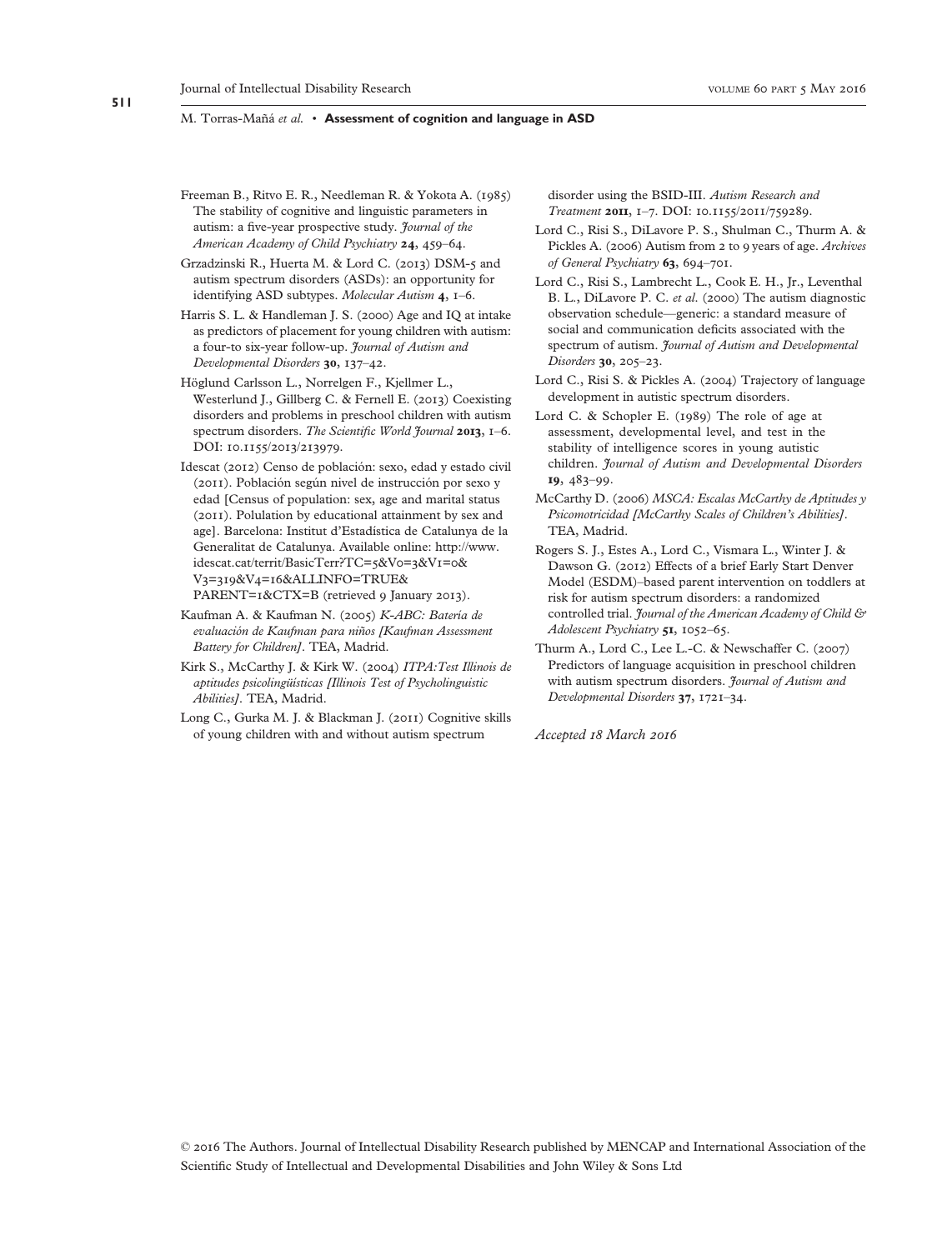Freeman B., Ritvo E. R., Needleman R. & Yokota A. (1985) The stability of cognitive and linguistic parameters in autism: a five-year prospective study. *Journal of the American Academy of Child Psychiatry* **24**, 459–64.

Grzadzinski R., Huerta M. & Lord C. (2013) DSM-5 and autism spectrum disorders (ASDs): an opportunity for identifying ASD subtypes. *Molecular Autism* **4**, 1–6.

Harris S. L. & Handleman J. S. (2000) Age and IQ at intake as predictors of placement for young children with autism: a four-to six-year follow-up. *Journal of Autism and Developmental Disorders* **30**, 137–42.

Höglund Carlsson L., Norrelgen F., Kjellmer L., Westerlund J., Gillberg C. & Fernell E. (2013) Coexisting disorders and problems in preschool children with autism spectrum disorders. *The Scientific World Journal* **2013**, 1–6. DOI: 10.1155/2013/213979.

Idescat (2012) Censo de población: sexo, edad y estado civil (2011). Población según nivel de instrucción por sexo y edad [Census of population: sex, age and marital status (2011). Polulation by educational attainment by sex and age]. Barcelona: Institut d'Estadística de Catalunya de la Generalitat de Catalunya. Available online: http://www.idescat.cat/territ/BasicTerr?TC=5&V0=3&V1=0&V3=319&V4=16&ALLINFO=TRUE&PARENT=1&CTX=B (retrieved 9 January 2013).

Kaufman A. & Kaufman N. (2005) *K-ABC: Batería de evaluación de Kaufman para niños [Kaufman Assessment Battery for Children]*. TEA, Madrid.

Kirk S., McCarthy J. & Kirk W. (2004) *ITPA:Test Illinois de aptitudes psicolingüísticas [Illinois Test of Psycholinguistic Abilities]*. TEA, Madrid.

Long C., Gurka M. J. & Blackman J. (2011) Cognitive skills of young children with and without autism spectrum disorder using the BSID-III. *Autism Research and Treatment* **2011**, 1–7. DOI: 10.1155/2011/759289.

Lord C., Risi S., DiLavore P. S., Shulman C., Thurm A. & Pickles A. (2006) Autism from 2 to 9 years of age. *Archives of General Psychiatry* **63**, 694–701.

Lord C., Risi S., Lambrecht L., Cook E. H., Jr., Leventhal B. L., DiLavore P. C. *et al*. (2000) The autism diagnostic observation schedule—generic: a standard measure of social and communication deficits associated with the spectrum of autism. *Journal of Autism and Developmental Disorders* **30**, 205–23.

Lord C., Risi S. & Pickles A. (2004) Trajectory of language development in autistic spectrum disorders.

Lord C. & Schopler E. (1989) The role of age at assessment, developmental level, and test in the stability of intelligence scores in young autistic children. *Journal of Autism and Developmental Disorders* **19**, 483–99.

McCarthy D. (2006) *MSCA: Escalas McCarthy de Aptitudes y Psicomotricidad [McCarthy Scales of Children's Abilities]*. TEA, Madrid.

Rogers S. J., Estes A., Lord C., Vismara L., Winter J. & Dawson G. (2012) Effects of a brief Early Start Denver Model (ESDM)–based parent intervention on toddlers at risk for autism spectrum disorders: a randomized controlled trial. *Journal of the American Academy of Child & Adolescent Psychiatry* **51**, 1052–65.

Thurm A., Lord C., Lee L.-C. & Newschaffer C. (2007) Predictors of language acquisition in preschool children with autism spectrum disorders. *Journal of Autism and Developmental Disorders* **37**, 1721–34.

*Accepted 18 March 2016*

© 2016 The Authors. Journal of Intellectual Disability Research published by MENCAP and International Association of the Scientific Study of Intellectual and Developmental Disabilities and John Wiley & Sons Ltd